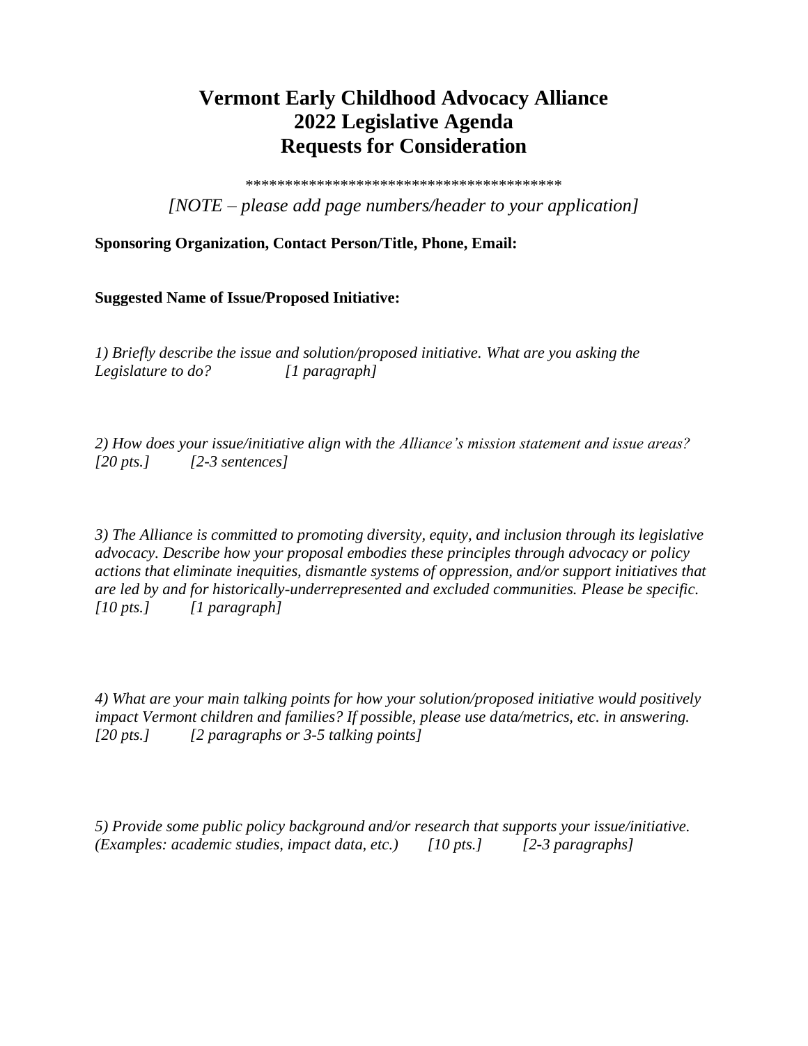# Vermont Early Childhood Advocacy Alliance
# 2022 Legislative Agenda
# Requests for Consideration

*****************************************

*[NOTE – please add page numbers/header to your application]*

**Sponsoring Organization, Contact Person/Title, Phone, Email:**

**Suggested Name of Issue/Proposed Initiative:**

*1) Briefly describe the issue and solution/proposed initiative. What are you asking the Legislature to do? [1 paragraph]*

*2) How does your issue/initiative align with the Alliance's mission statement and issue areas? [20 pts.] [2-3 sentences]*

*3) The Alliance is committed to promoting diversity, equity, and inclusion through its legislative advocacy. Describe how your proposal embodies these principles through advocacy or policy actions that eliminate inequities, dismantle systems of oppression, and/or support initiatives that are led by and for historically-underrepresented and excluded communities. Please be specific. [10 pts.] [1 paragraph]*

*4) What are your main talking points for how your solution/proposed initiative would positively impact Vermont children and families? If possible, please use data/metrics, etc. in answering. [20 pts.] [2 paragraphs or 3-5 talking points]*

*5) Provide some public policy background and/or research that supports your issue/initiative. (Examples: academic studies, impact data, etc.) [10 pts.] [2-3 paragraphs]*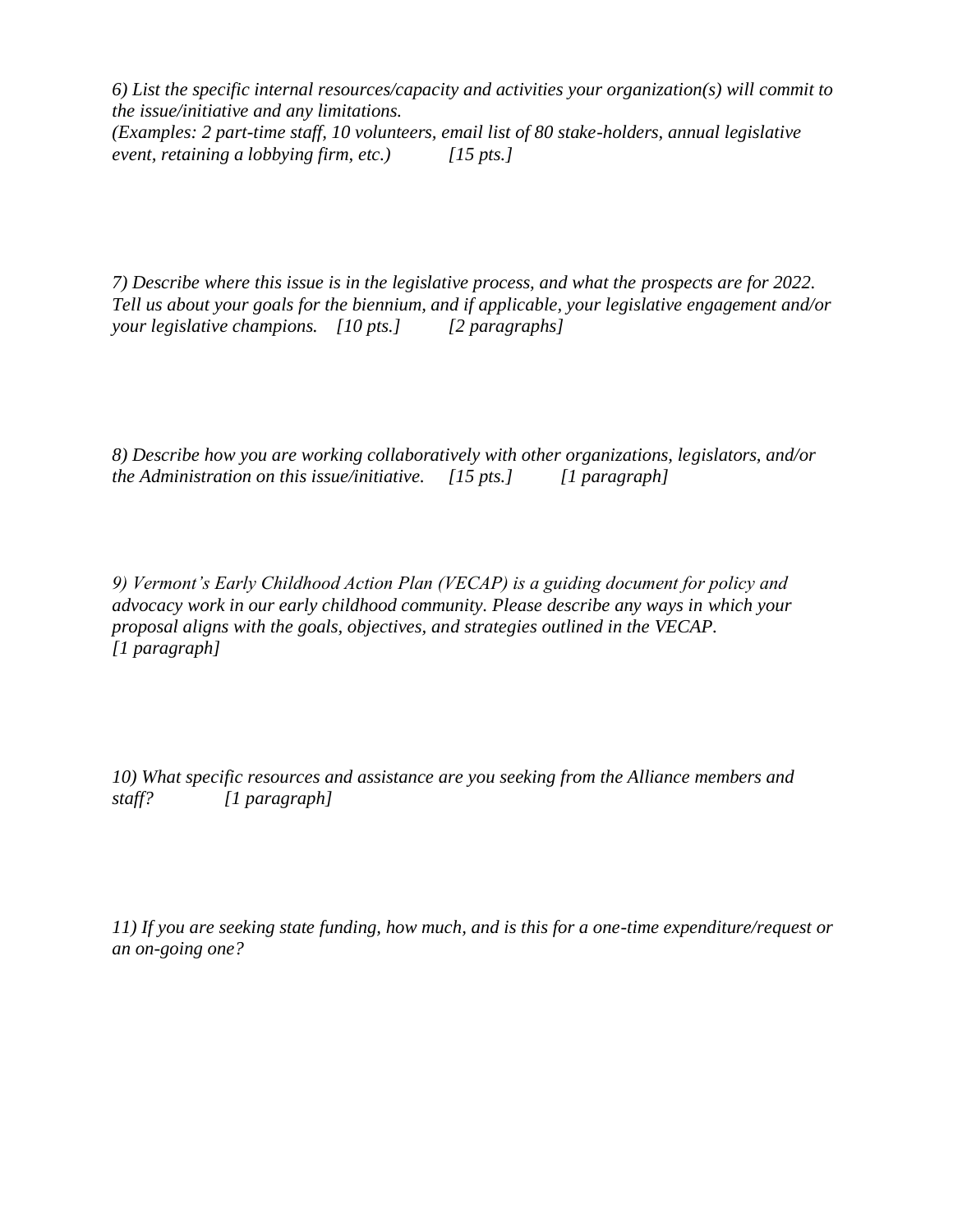*6) List the specific internal resources/capacity and activities your organization(s) will commit to the issue/initiative and any limitations.*
*(Examples: 2 part-time staff, 10 volunteers, email list of 80 stake-holders, annual legislative event, retaining a lobbying firm, etc.)          [15 pts.]*

*7) Describe where this issue is in the legislative process, and what the prospects are for 2022. Tell us about your goals for the biennium, and if applicable, your legislative engagement and/or your legislative champions.    [10 pts.]          [2 paragraphs]*

*8) Describe how you are working collaboratively with other organizations, legislators, and/or the Administration on this issue/initiative.     [15 pts.]          [1 paragraph]*

*9) Vermont's Early Childhood Action Plan (VECAP) is a guiding document for policy and advocacy work in our early childhood community. Please describe any ways in which your proposal aligns with the goals, objectives, and strategies outlined in the VECAP.*
*[1 paragraph]*

*10) What specific resources and assistance are you seeking from the Alliance members and staff?          [1 paragraph]*

*11) If you are seeking state funding, how much, and is this for a one-time expenditure/request or an on-going one?*